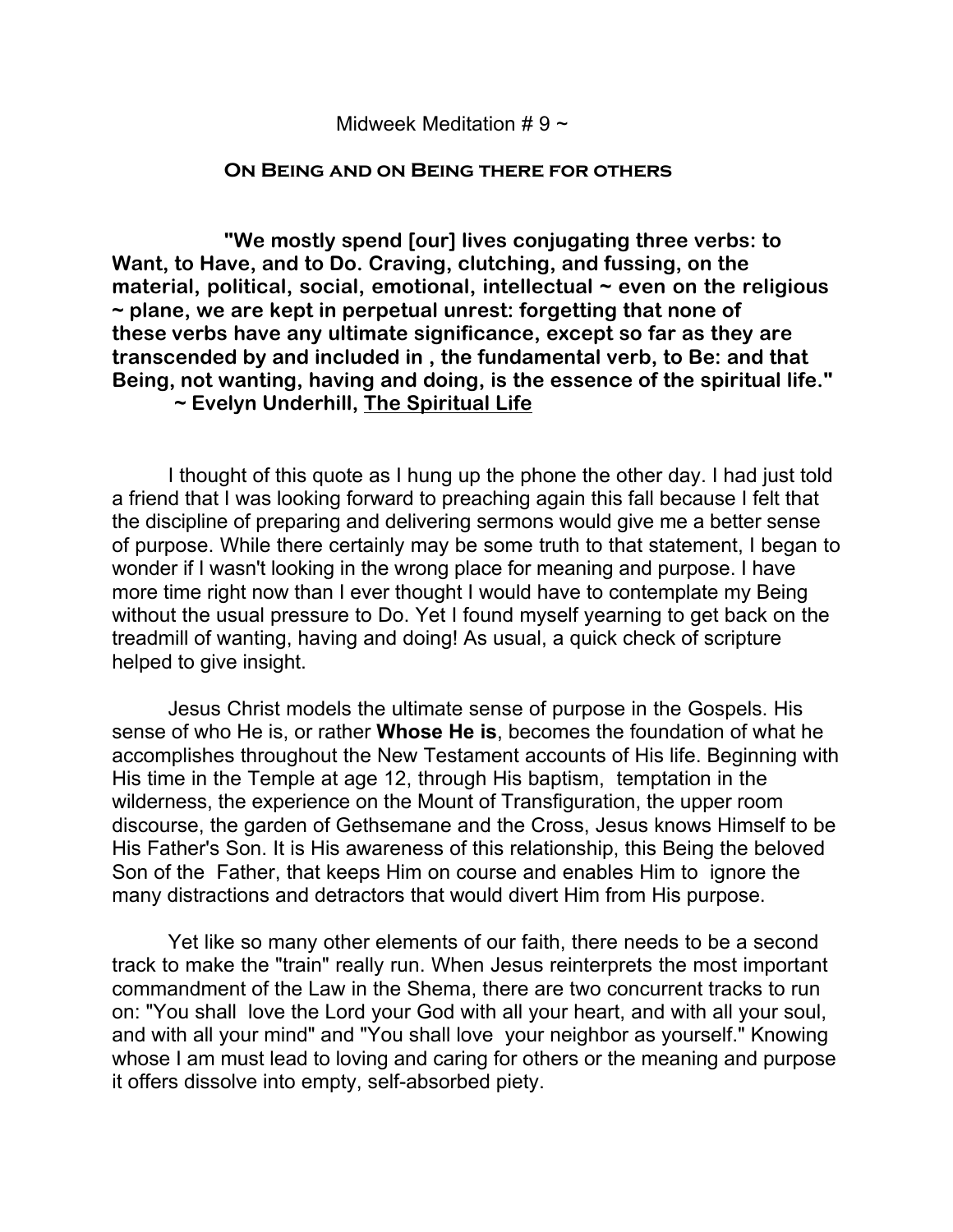Midweek Meditation # 9 ~

## On Being and on Being there for others

**"We mostly spend [our] lives conjugating three verbs: to Want, to Have, and to Do. Craving, clutching, and fussing, on the material, political, social, emotional, intellectual ~ even on the religious ~ plane, we are kept in perpetual unrest: forgetting that none of these verbs have any ultimate significance, except so far as they are transcended by and included in , the fundamental verb, to Be: and that Being, not wanting, having and doing, is the essence of the spiritual life." ~ Evelyn Underhill, The Spiritual Life**

I thought of this quote as I hung up the phone the other day. I had just told a friend that I was looking forward to preaching again this fall because I felt that the discipline of preparing and delivering sermons would give me a better sense of purpose. While there certainly may be some truth to that statement, I began to wonder if I wasn't looking in the wrong place for meaning and purpose. I have more time right now than I ever thought I would have to contemplate my Being without the usual pressure to Do. Yet I found myself yearning to get back on the treadmill of wanting, having and doing! As usual, a quick check of scripture helped to give insight.

Jesus Christ models the ultimate sense of purpose in the Gospels. His sense of who He is, or rather **Whose He is**, becomes the foundation of what he accomplishes throughout the New Testament accounts of His life. Beginning with His time in the Temple at age 12, through His baptism, temptation in the wilderness, the experience on the Mount of Transfiguration, the upper room discourse, the garden of Gethsemane and the Cross, Jesus knows Himself to be His Father's Son. It is His awareness of this relationship, this Being the beloved Son of the Father, that keeps Him on course and enables Him to ignore the many distractions and detractors that would divert Him from His purpose.

Yet like so many other elements of our faith, there needs to be a second track to make the "train" really run. When Jesus reinterprets the most important commandment of the Law in the Shema, there are two concurrent tracks to run on: "You shall love the Lord your God with all your heart, and with all your soul, and with all your mind" and "You shall love your neighbor as yourself." Knowing whose I am must lead to loving and caring for others or the meaning and purpose it offers dissolve into empty, self-absorbed piety.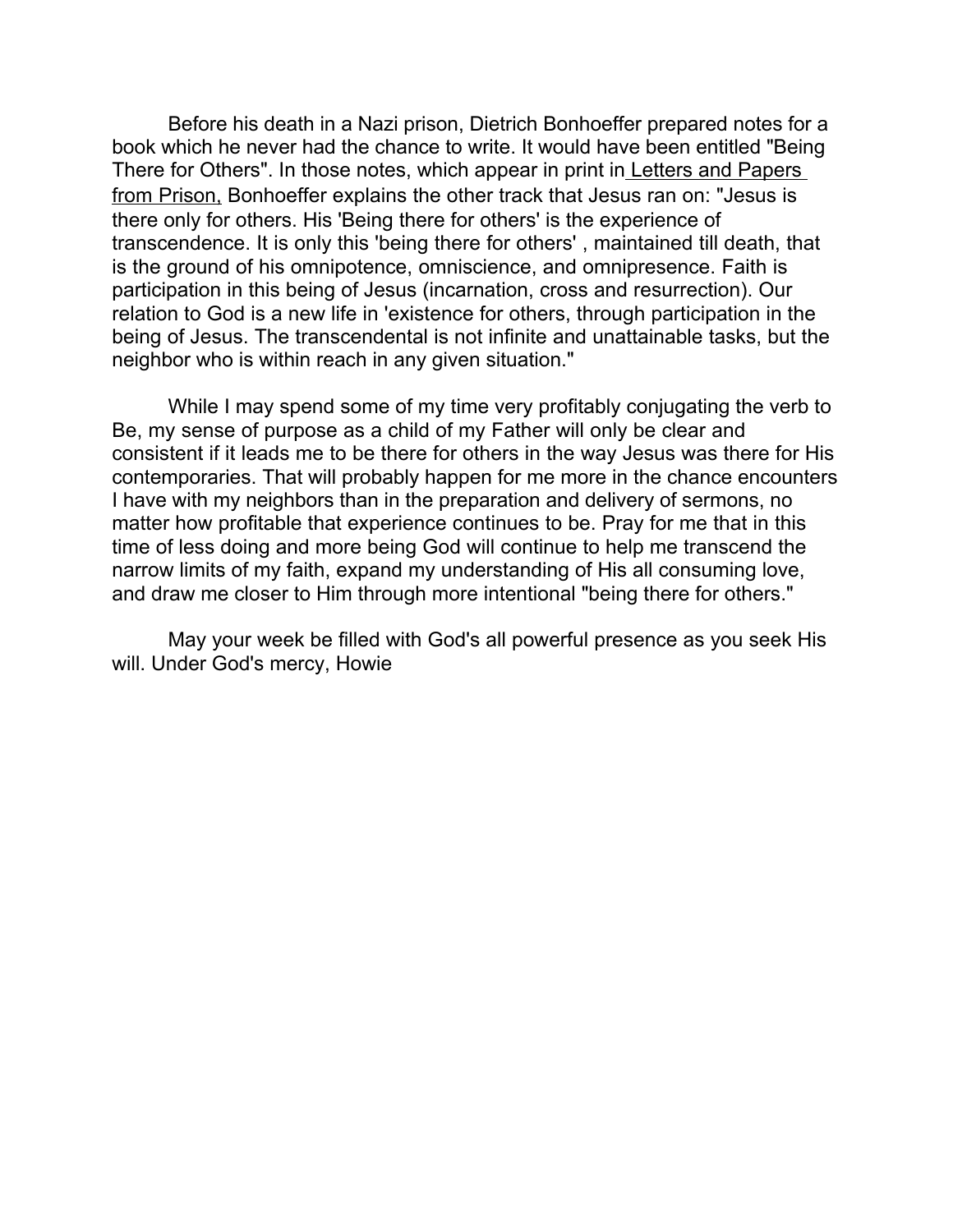Before his death in a Nazi prison, Dietrich Bonhoeffer prepared notes for a book which he never had the chance to write. It would have been entitled "Being There for Others". In those notes, which appear in print in Letters and Papers from Prison, Bonhoeffer explains the other track that Jesus ran on: "Jesus is there only for others. His 'Being there for others' is the experience of transcendence. It is only this 'being there for others' , maintained till death, that is the ground of his omnipotence, omniscience, and omnipresence. Faith is participation in this being of Jesus (incarnation, cross and resurrection). Our relation to God is a new life in 'existence for others, through participation in the being of Jesus. The transcendental is not infinite and unattainable tasks, but the neighbor who is within reach in any given situation."

While I may spend some of my time very profitably conjugating the verb to Be, my sense of purpose as a child of my Father will only be clear and consistent if it leads me to be there for others in the way Jesus was there for His contemporaries. That will probably happen for me more in the chance encounters I have with my neighbors than in the preparation and delivery of sermons, no matter how profitable that experience continues to be. Pray for me that in this time of less doing and more being God will continue to help me transcend the narrow limits of my faith, expand my understanding of His all consuming love, and draw me closer to Him through more intentional "being there for others."

May your week be filled with God's all powerful presence as you seek His will. Under God's mercy, Howie